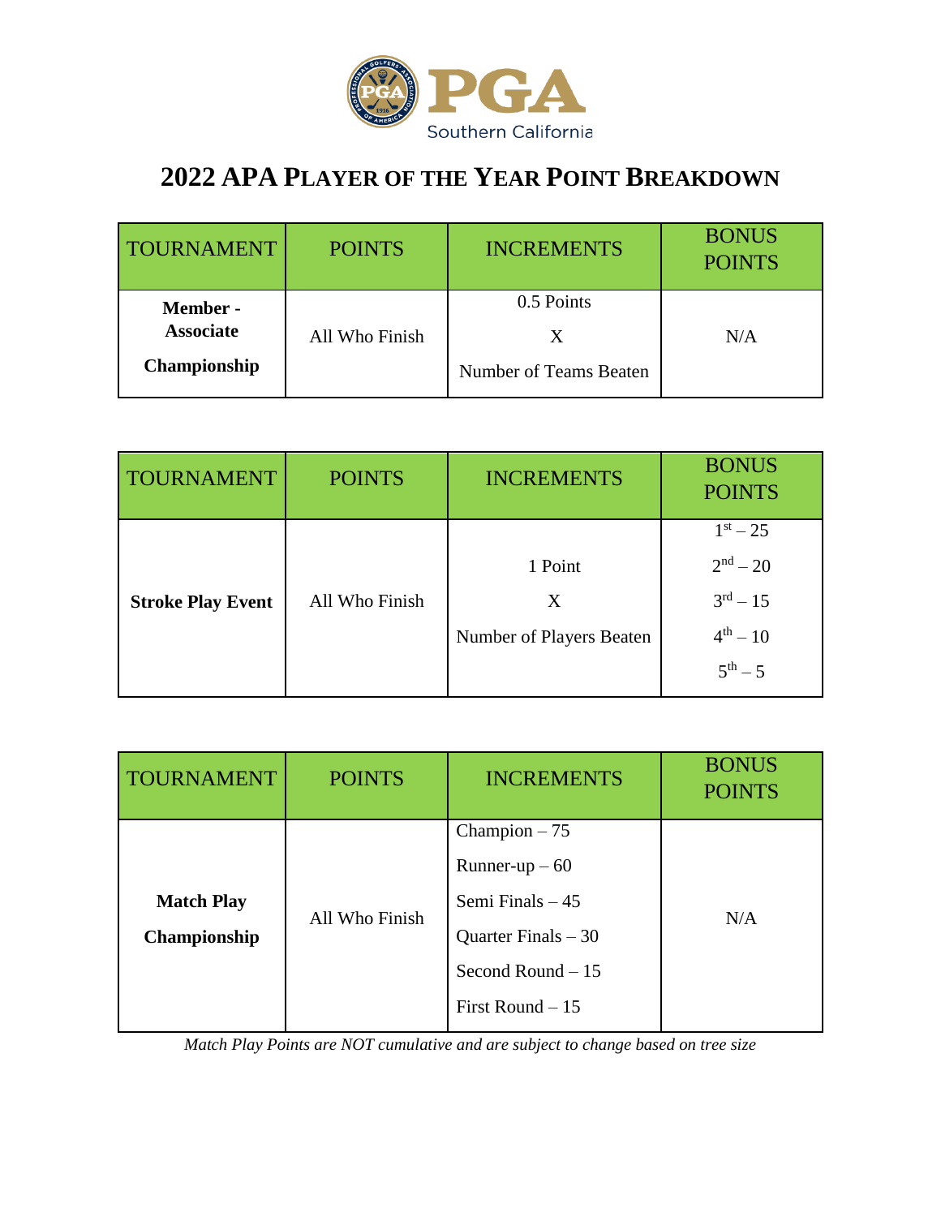PGA Southern California

# 2022 APA Player of the Year Point Breakdown

| TOURNAMENT | POINTS | INCREMENTS | BONUS POINTS |
|---|---|---|---|
| **Member - Associate Championship** | All Who Finish | 0.5 Points X Number of Teams Beaten | N/A |

| TOURNAMENT | POINTS | INCREMENTS | BONUS POINTS |
|---|---|---|---|
| **Stroke Play Event** | All Who Finish | 1 Point X Number of Players Beaten | 1st – 25<br>2nd – 20<br>3rd – 15<br>4th – 10<br>5th – 5 |

| TOURNAMENT | POINTS | INCREMENTS | BONUS POINTS |
|---|---|---|---|
| **Match Play Championship** | All Who Finish | Champion – 75<br>Runner-up – 60<br>Semi Finals – 45<br>Quarter Finals – 30<br>Second Round – 15<br>First Round – 15 | N/A |

*Match Play Points are NOT cumulative and are subject to change based on tree size*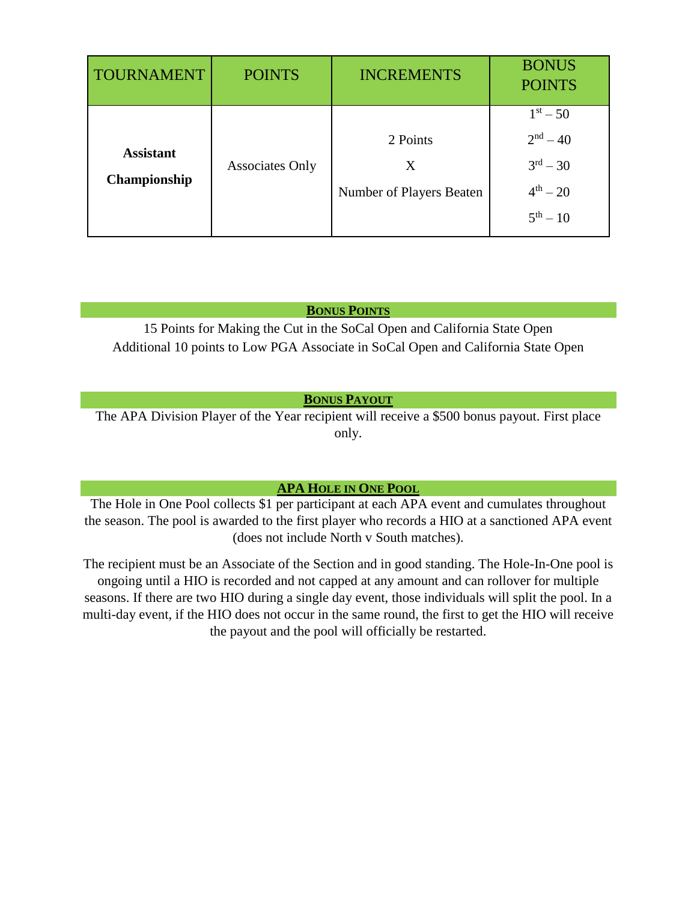| TOURNAMENT | POINTS | INCREMENTS | BONUS POINTS |
| --- | --- | --- | --- |
| **Assistant Championship** | Associates Only | 2 Points X Number of Players Beaten | 1st – 50<br>2nd – 40<br>3rd – 30<br>4th – 20<br>5th – 10 |

## **Bonus Points**

15 Points for Making the Cut in the SoCal Open and California State Open
Additional 10 points to Low PGA Associate in SoCal Open and California State Open

## **Bonus Payout**

The APA Division Player of the Year recipient will receive a $500 bonus payout. First place only.

## **APA Hole in One Pool**

The Hole in One Pool collects $1 per participant at each APA event and cumulates throughout the season. The pool is awarded to the first player who records a HIO at a sanctioned APA event (does not include North v South matches).

The recipient must be an Associate of the Section and in good standing. The Hole-In-One pool is ongoing until a HIO is recorded and not capped at any amount and can rollover for multiple seasons. If there are two HIO during a single day event, those individuals will split the pool. In a multi-day event, if the HIO does not occur in the same round, the first to get the HIO will receive the payout and the pool will officially be restarted.